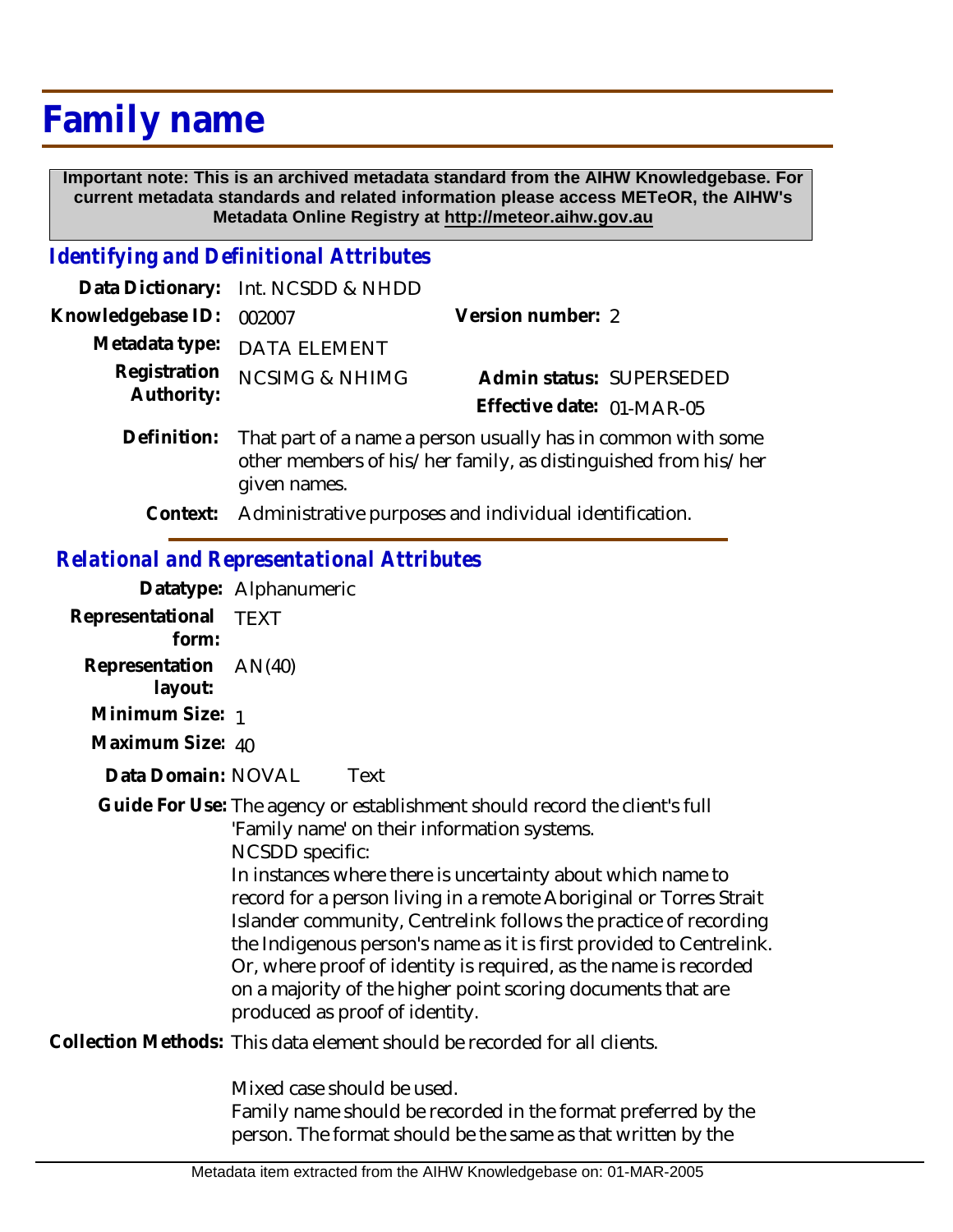# Family name

**Important note: This is an archived metadata standard from the AIHW Knowledgebase. For current metadata standards and related information please access METeOR, the AIHW's Metadata Online Registry at http://meteor.aihw.gov.au**

## *Identifying and Definitional Attributes*

**Data Dictionary:** Int. NCSDD & NHDD

**Knowledgebase ID:** 002007

**Version number:** 2

**Metadata type:** DATA ELEMENT

**Registration Authority:** NCSIMG & NHIMG

**Admin status:** SUPERSEDED

**Effective date:** 01-MAR-05

**Definition:** That part of a name a person usually has in common with some other members of his/her family, as distinguished from his/her given names.

**Context:** Administrative purposes and individual identification.

## *Relational and Representational Attributes*

**Datatype:** Alphanumeric

**Representational form:** TEXT

**Representation layout:** AN(40)

**Minimum Size:** 1

**Maximum Size:** 40

**Data Domain:** NOVAL Text

**Guide For Use:** The agency or establishment should record the client's full 'Family name' on their information systems.
NCSDD specific:
In instances where there is uncertainty about which name to record for a person living in a remote Aboriginal or Torres Strait Islander community, Centrelink follows the practice of recording the Indigenous person's name as it is first provided to Centrelink. Or, where proof of identity is required, as the name is recorded on a majority of the higher point scoring documents that are produced as proof of identity.

**Collection Methods:** This data element should be recorded for all clients.

Mixed case should be used.
Family name should be recorded in the format preferred by the person. The format should be the same as that written by the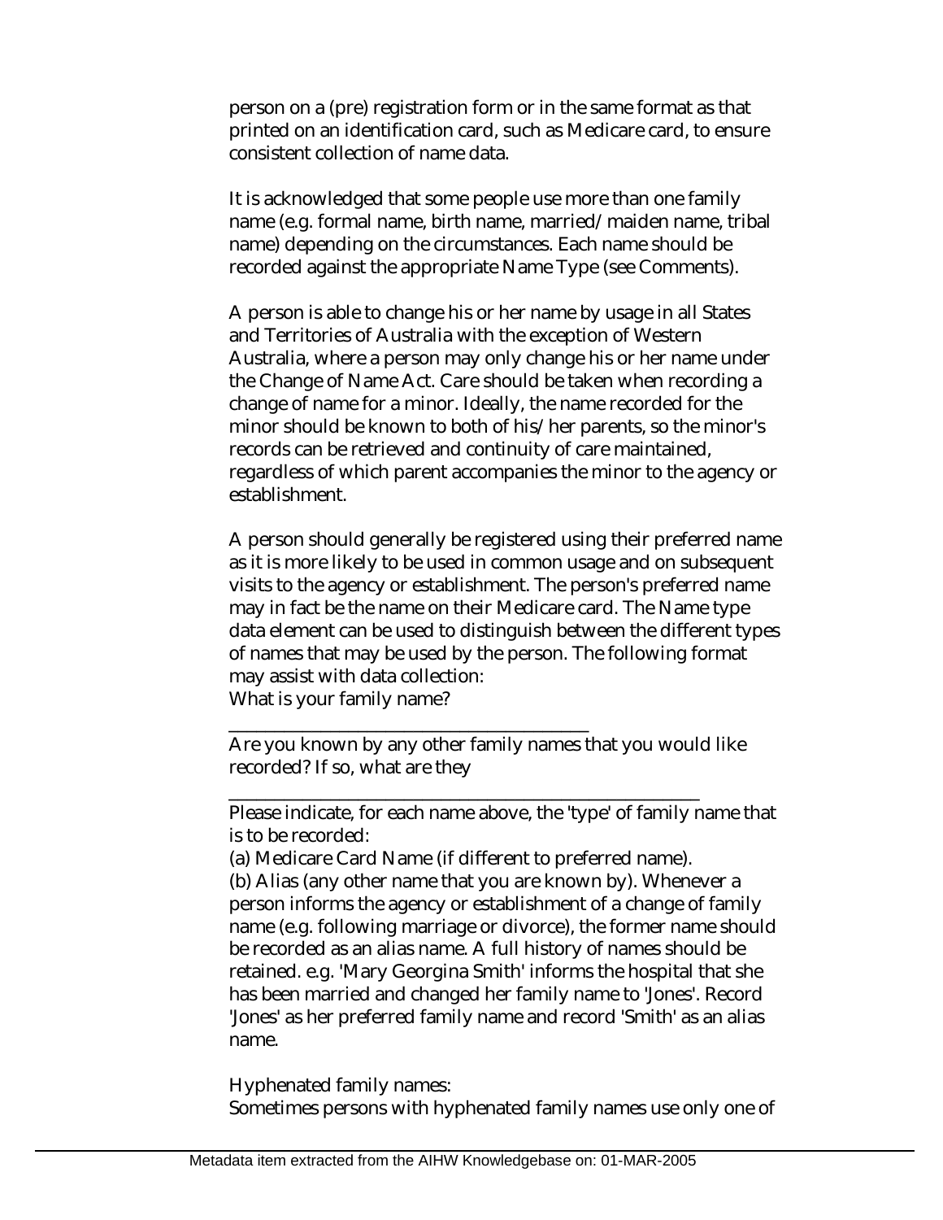person on a (pre) registration form or in the same format as that printed on an identification card, such as Medicare card, to ensure consistent collection of name data.

It is acknowledged that some people use more than one family name (e.g. formal name, birth name, married/maiden name, tribal name) depending on the circumstances. Each name should be recorded against the appropriate Name Type (see Comments).

A person is able to change his or her name by usage in all States and Territories of Australia with the exception of Western Australia, where a person may only change his or her name under the Change of Name Act. Care should be taken when recording a change of name for a minor. Ideally, the name recorded for the minor should be known to both of his/her parents, so the minor's records can be retrieved and continuity of care maintained, regardless of which parent accompanies the minor to the agency or establishment.

A person should generally be registered using their preferred name as it is more likely to be used in common usage and on subsequent visits to the agency or establishment. The person's preferred name may in fact be the name on their Medicare card. The Name type data element can be used to distinguish between the different types of names that may be used by the person. The following format may assist with data collection:

What is your family name?

________________________________________

Are you known by any other family names that you would like recorded? If so, what are they

_____________________________________________________

Please indicate, for each name above, the 'type' of family name that is to be recorded:

(a) Medicare Card Name (if different to preferred name).

(b) Alias (any other name that you are known by). Whenever a person informs the agency or establishment of a change of family name (e.g. following marriage or divorce), the former name should be recorded as an alias name. A full history of names should be retained. e.g. 'Mary Georgina Smith' informs the hospital that she has been married and changed her family name to 'Jones'. Record 'Jones' as her preferred family name and record 'Smith' as an alias name.

Hyphenated family names:

Sometimes persons with hyphenated family names use only one of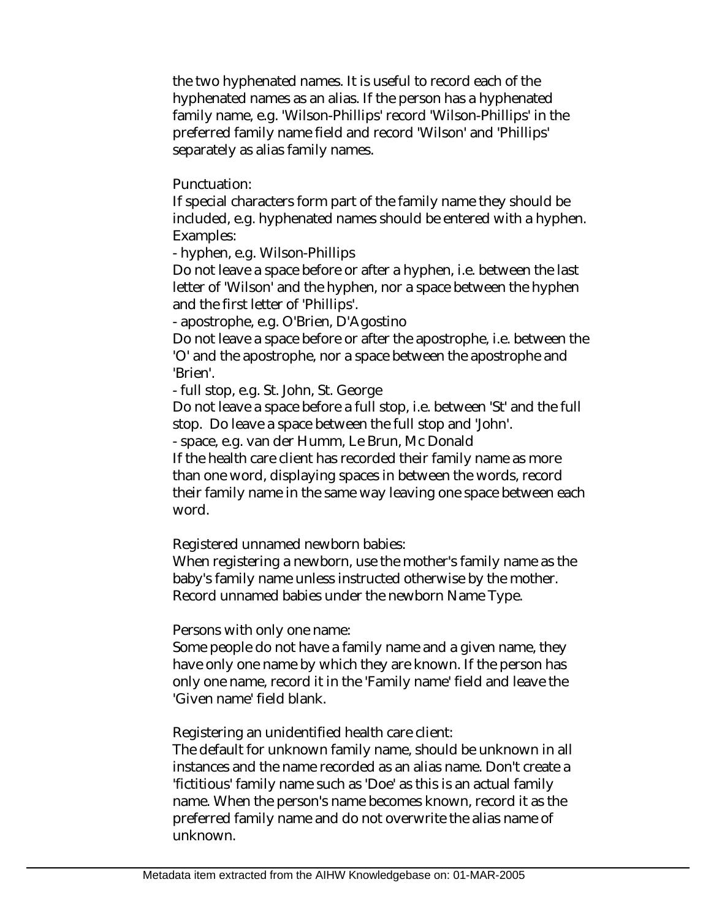the two hyphenated names. It is useful to record each of the hyphenated names as an alias. If the person has a hyphenated family name, e.g. 'Wilson-Phillips' record 'Wilson-Phillips' in the preferred family name field and record 'Wilson' and 'Phillips' separately as alias family names.

Punctuation:
If special characters form part of the family name they should be included, e.g. hyphenated names should be entered with a hyphen. Examples:
- hyphen, e.g. Wilson-Phillips
Do not leave a space before or after a hyphen, i.e. between the last letter of 'Wilson' and the hyphen, nor a space between the hyphen and the first letter of 'Phillips'.
- apostrophe, e.g. O'Brien, D'Agostino
Do not leave a space before or after the apostrophe, i.e. between the 'O' and the apostrophe, nor a space between the apostrophe and 'Brien'.
- full stop, e.g. St. John, St. George
Do not leave a space before a full stop, i.e. between 'St' and the full stop. Do leave a space between the full stop and 'John'.
- space, e.g. van der Humm, Le Brun, Mc Donald
If the health care client has recorded their family name as more than one word, displaying spaces in between the words, record their family name in the same way leaving one space between each word.

Registered unnamed newborn babies:
When registering a newborn, use the mother's family name as the baby's family name unless instructed otherwise by the mother. Record unnamed babies under the newborn Name Type.

Persons with only one name:
Some people do not have a family name and a given name, they have only one name by which they are known. If the person has only one name, record it in the 'Family name' field and leave the 'Given name' field blank.

Registering an unidentified health care client:
The default for unknown family name, should be unknown in all instances and the name recorded as an alias name. Don't create a 'fictitious' family name such as 'Doe' as this is an actual family name. When the person's name becomes known, record it as the preferred family name and do not overwrite the alias name of unknown.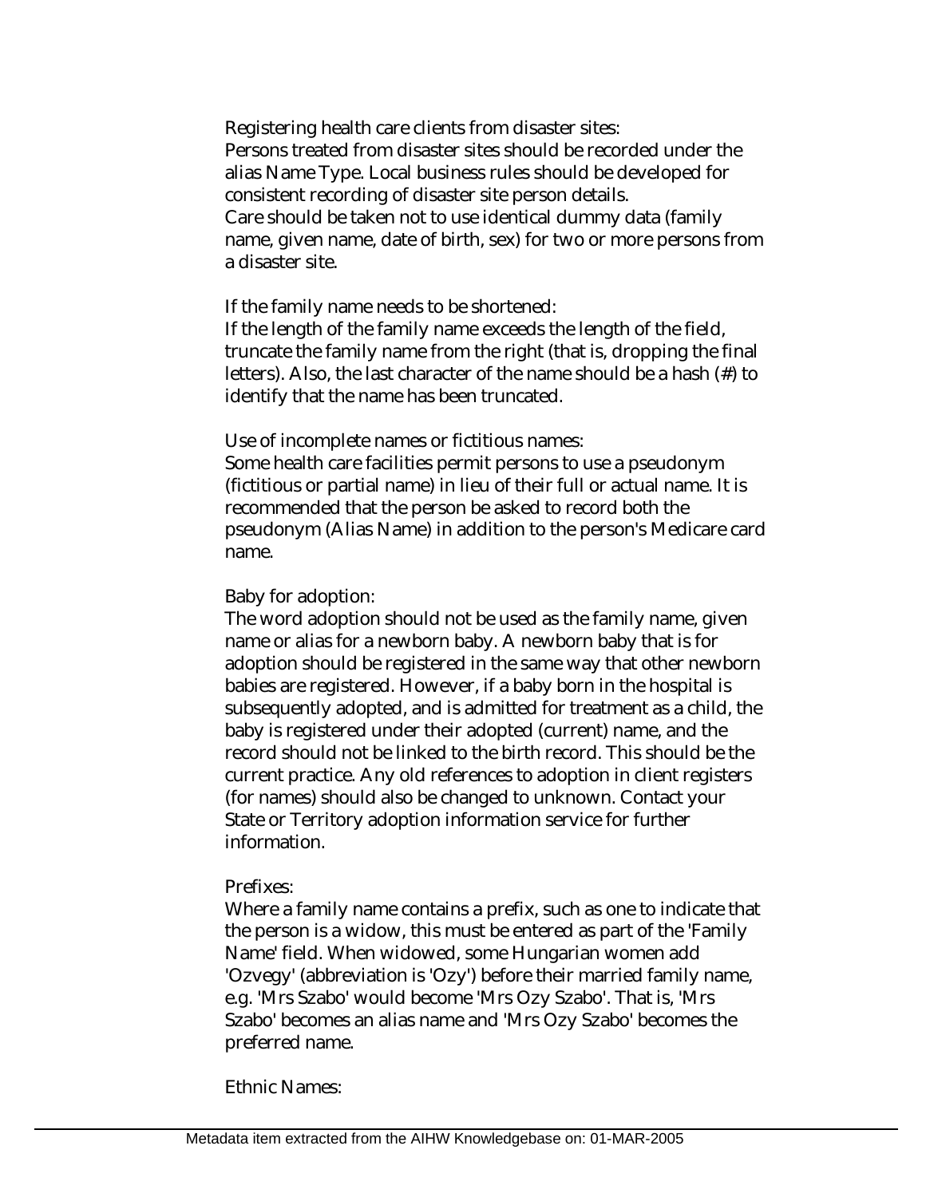Registering health care clients from disaster sites:
Persons treated from disaster sites should be recorded under the alias Name Type. Local business rules should be developed for consistent recording of disaster site person details.
Care should be taken not to use identical dummy data (family name, given name, date of birth, sex) for two or more persons from a disaster site.

If the family name needs to be shortened:
If the length of the family name exceeds the length of the field, truncate the family name from the right (that is, dropping the final letters). Also, the last character of the name should be a hash (#) to identify that the name has been truncated.

Use of incomplete names or fictitious names:
Some health care facilities permit persons to use a pseudonym (fictitious or partial name) in lieu of their full or actual name. It is recommended that the person be asked to record both the pseudonym (Alias Name) in addition to the person's Medicare card name.

Baby for adoption:
The word adoption should not be used as the family name, given name or alias for a newborn baby. A newborn baby that is for adoption should be registered in the same way that other newborn babies are registered. However, if a baby born in the hospital is subsequently adopted, and is admitted for treatment as a child, the baby is registered under their adopted (current) name, and the record should not be linked to the birth record. This should be the current practice. Any old references to adoption in client registers (for names) should also be changed to unknown. Contact your State or Territory adoption information service for further information.

Prefixes:
Where a family name contains a prefix, such as one to indicate that the person is a widow, this must be entered as part of the 'Family Name' field. When widowed, some Hungarian women add 'Ozvegy' (abbreviation is 'Ozy') before their married family name, e.g. 'Mrs Szabo' would become 'Mrs Ozy Szabo'. That is, 'Mrs Szabo' becomes an alias name and 'Mrs Ozy Szabo' becomes the preferred name.

Ethnic Names: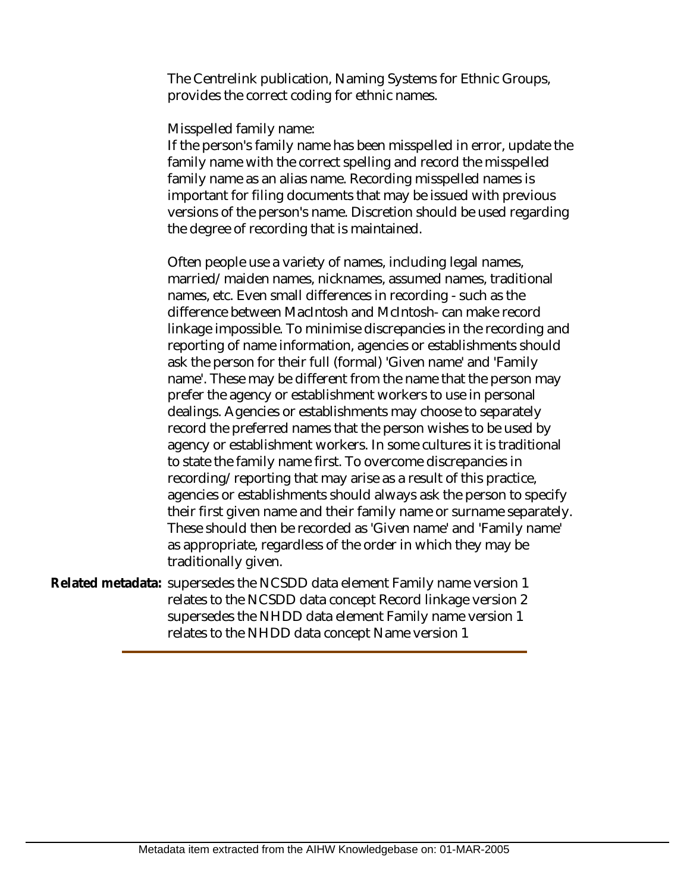The Centrelink publication, Naming Systems for Ethnic Groups, provides the correct coding for ethnic names.

Misspelled family name:
If the person's family name has been misspelled in error, update the family name with the correct spelling and record the misspelled family name as an alias name. Recording misspelled names is important for filing documents that may be issued with previous versions of the person's name. Discretion should be used regarding the degree of recording that is maintained.

Often people use a variety of names, including legal names, married/maiden names, nicknames, assumed names, traditional names, etc. Even small differences in recording - such as the difference between MacIntosh and McIntosh- can make record linkage impossible. To minimise discrepancies in the recording and reporting of name information, agencies or establishments should ask the person for their full (formal) 'Given name' and 'Family name'. These may be different from the name that the person may prefer the agency or establishment workers to use in personal dealings. Agencies or establishments may choose to separately record the preferred names that the person wishes to be used by agency or establishment workers. In some cultures it is traditional to state the family name first. To overcome discrepancies in recording/reporting that may arise as a result of this practice, agencies or establishments should always ask the person to specify their first given name and their family name or surname separately. These should then be recorded as 'Given name' and 'Family name' as appropriate, regardless of the order in which they may be traditionally given.

**Related metadata:** supersedes the NCSDD data element Family name version 1
relates to the NCSDD data concept Record linkage version 2
supersedes the NHDD data element Family name version 1
relates to the NHDD data concept Name version 1

---

Metadata item extracted from the AIHW Knowledgebase on: 01-MAR-2005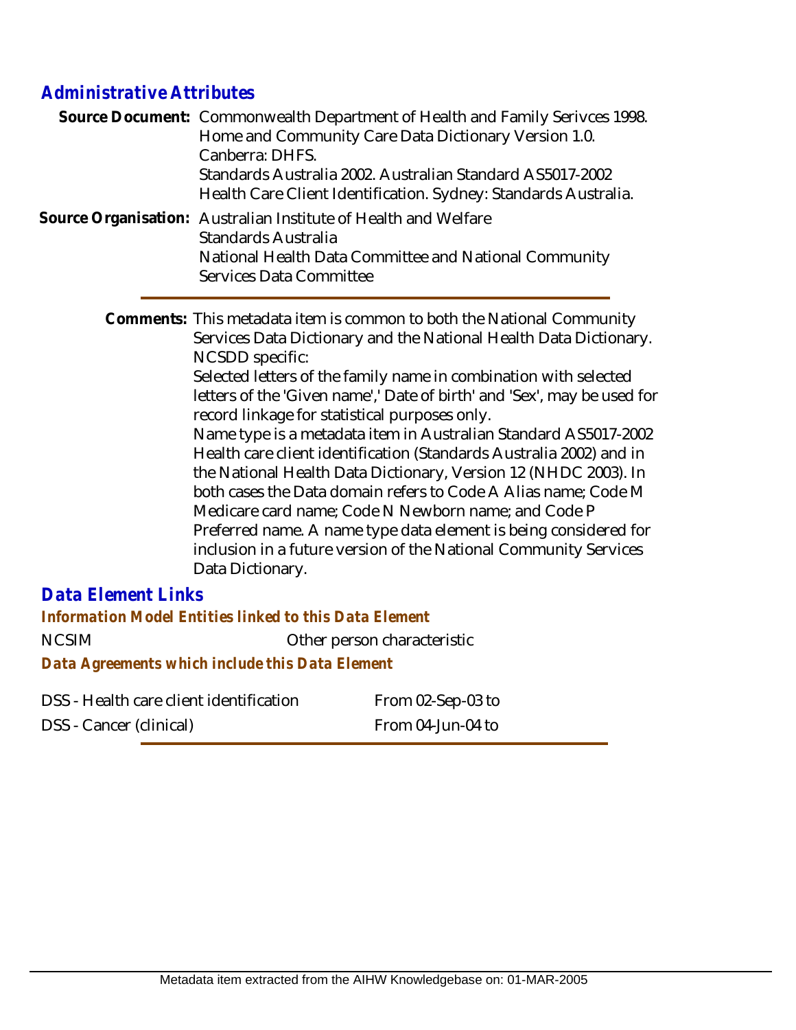## Administrative Attributes

**Source Document:** Commonwealth Department of Health and Family Serivces 1998. Home and Community Care Data Dictionary Version 1.0. Canberra: DHFS.
Standards Australia 2002. Australian Standard AS5017-2002 Health Care Client Identification. Sydney: Standards Australia.

**Source Organisation:** Australian Institute of Health and Welfare
Standards Australia
National Health Data Committee and National Community Services Data Committee

---

**Comments:** This metadata item is common to both the National Community Services Data Dictionary and the National Health Data Dictionary.
NCSDD specific:
Selected letters of the family name in combination with selected letters of the 'Given name',' Date of birth' and 'Sex', may be used for record linkage for statistical purposes only.
Name type is a metadata item in Australian Standard AS5017-2002 Health care client identification (Standards Australia 2002) and in the National Health Data Dictionary, Version 12 (NHDC 2003). In both cases the Data domain refers to Code A Alias name; Code M Medicare card name; Code N Newborn name; and Code P Preferred name. A name type data element is being considered for inclusion in a future version of the National Community Services Data Dictionary.

## Data Element Links

### Information Model Entities linked to this Data Element

NCSIM Other person characteristic

### Data Agreements which include this Data Element

| | |
|---|---|
| DSS - Health care client identification | From 02-Sep-03 to |
| DSS - Cancer (clinical) | From 04-Jun-04 to |

Metadata item extracted from the AIHW Knowledgebase on: 01-MAR-2005